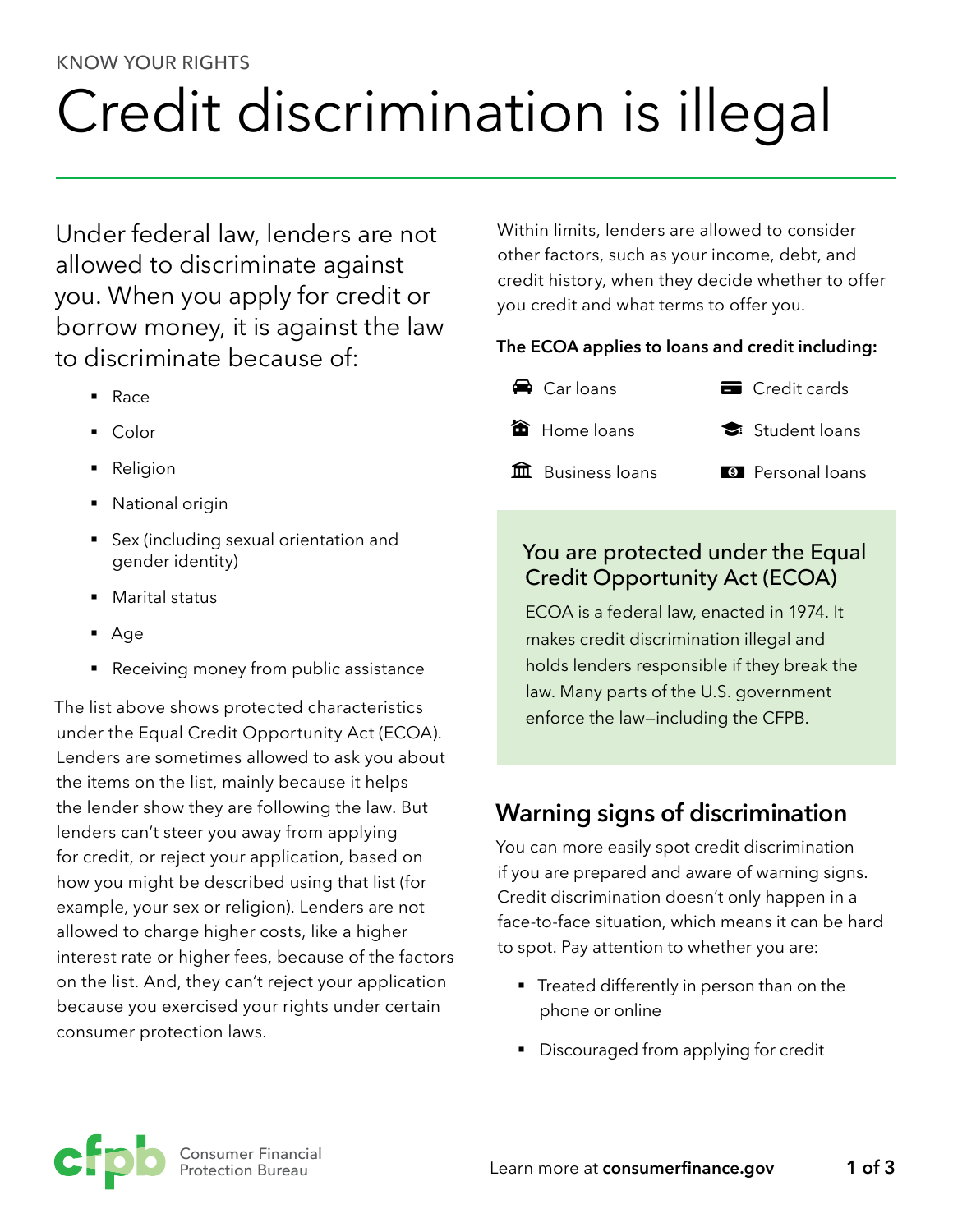KNOW YOUR RIGHTS

# Credit discrimination is illegal

Under federal law, lenders are not allowed to discriminate against you. When you apply for credit or borrow money, it is against the law to discriminate because of:

- Race
- Color
- Religion
- National origin
- Sex (including sexual orientation and gender identity)
- Marital status
- Age
- Receiving money from public assistance

The list above shows protected characteristics under the Equal Credit Opportunity Act (ECOA). Lenders are sometimes allowed to ask you about the items on the list, mainly because it helps the lender show they are following the law. But lenders can't steer you away from applying for credit, or reject your application, based on how you might be described using that list (for example, your sex or religion). Lenders are not allowed to charge higher costs, like a higher interest rate or higher fees, because of the factors on the list. And, they can't reject your application because you exercised your rights under certain consumer protection laws.

Within limits, lenders are allowed to consider other factors, such as your income, debt, and credit history, when they decide whether to offer you credit and what terms to offer you.

**The ECOA applies to loans and credit including:**

- Car loans
- Credit cards
- Home loans
- Student loans
- Business loans
- Personal loans

### You are protected under the Equal Credit Opportunity Act (ECOA)

ECOA is a federal law, enacted in 1974. It makes credit discrimination illegal and holds lenders responsible if they break the law. Many parts of the U.S. government enforce the law—including the CFPB.

## Warning signs of discrimination

You can more easily spot credit discrimination if you are prepared and aware of warning signs. Credit discrimination doesn't only happen in a face-to-face situation, which means it can be hard to spot. Pay attention to whether you are:

- Treated differently in person than on the phone or online
- Discouraged from applying for credit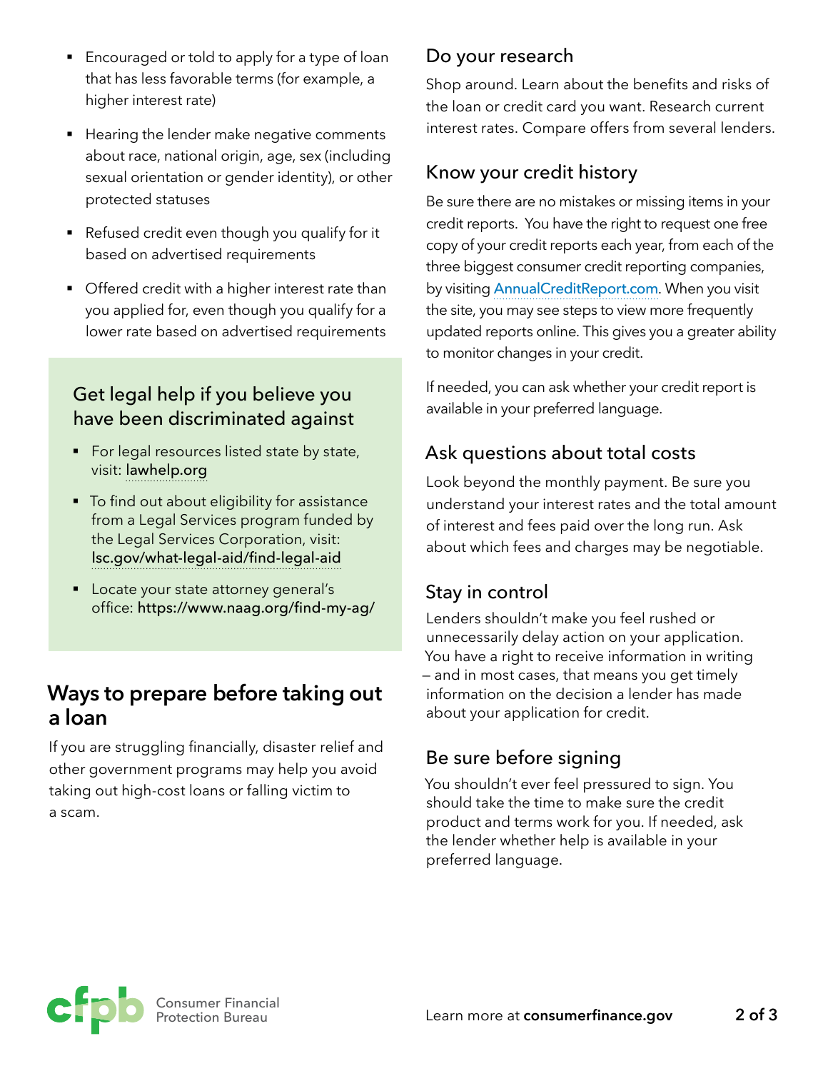- Encouraged or told to apply for a type of loan that has less favorable terms (for example, a higher interest rate)
- Hearing the lender make negative comments about race, national origin, age, sex (including sexual orientation or gender identity), or other protected statuses
- Refused credit even though you qualify for it based on advertised requirements
- Offered credit with a higher interest rate than you applied for, even though you qualify for a lower rate based on advertised requirements

### Get legal help if you believe you have been discriminated against

- For legal resources listed state by state, visit: lawhelp.org
- To find out about eligibility for assistance from a Legal Services program funded by the Legal Services Corporation, visit: lsc.gov/what-legal-aid/find-legal-aid
- Locate your state attorney general's office: https://www.naag.org/find-my-ag/

## Ways to prepare before taking out a loan

If you are struggling financially, disaster relief and other government programs may help you avoid taking out high-cost loans or falling victim to a scam.

### Do your research

Shop around. Learn about the benefits and risks of the loan or credit card you want. Research current interest rates. Compare offers from several lenders.

### Know your credit history

Be sure there are no mistakes or missing items in your credit reports. You have the right to request one free copy of your credit reports each year, from each of the three biggest consumer credit reporting companies, by visiting AnnualCreditReport.com. When you visit the site, you may see steps to view more frequently updated reports online. This gives you a greater ability to monitor changes in your credit.

If needed, you can ask whether your credit report is available in your preferred language.

### Ask questions about total costs

Look beyond the monthly payment. Be sure you understand your interest rates and the total amount of interest and fees paid over the long run. Ask about which fees and charges may be negotiable.

### Stay in control

Lenders shouldn't make you feel rushed or unnecessarily delay action on your application. You have a right to receive information in writing – and in most cases, that means you get timely information on the decision a lender has made about your application for credit.

### Be sure before signing

You shouldn't ever feel pressured to sign. You should take the time to make sure the credit product and terms work for you. If needed, ask the lender whether help is available in your preferred language.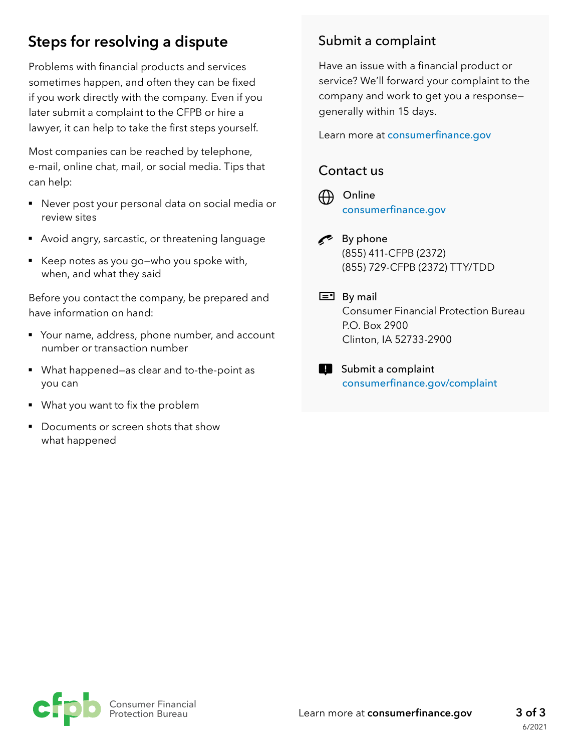## Steps for resolving a dispute

Problems with financial products and services sometimes happen, and often they can be fixed if you work directly with the company. Even if you later submit a complaint to the CFPB or hire a lawyer, it can help to take the first steps yourself.

Most companies can be reached by telephone, e-mail, online chat, mail, or social media. Tips that can help:

- Never post your personal data on social media or review sites
- Avoid angry, sarcastic, or threatening language
- Keep notes as you go—who you spoke with, when, and what they said

Before you contact the company, be prepared and have information on hand:

- Your name, address, phone number, and account number or transaction number
- What happened—as clear and to-the-point as you can
- What you want to fix the problem
- Documents or screen shots that show what happened

## Submit a complaint

Have an issue with a financial product or service? We'll forward your complaint to the company and work to get you a response—generally within 15 days.

Learn more at consumerfinance.gov

## Contact us

**Online**
consumerfinance.gov

**By phone**
(855) 411-CFPB (2372)
(855) 729-CFPB (2372) TTY/TDD

**By mail**
Consumer Financial Protection Bureau
P.O. Box 2900
Clinton, IA 52733-2900

**Submit a complaint**
consumerfinance.gov/complaint

6/2021